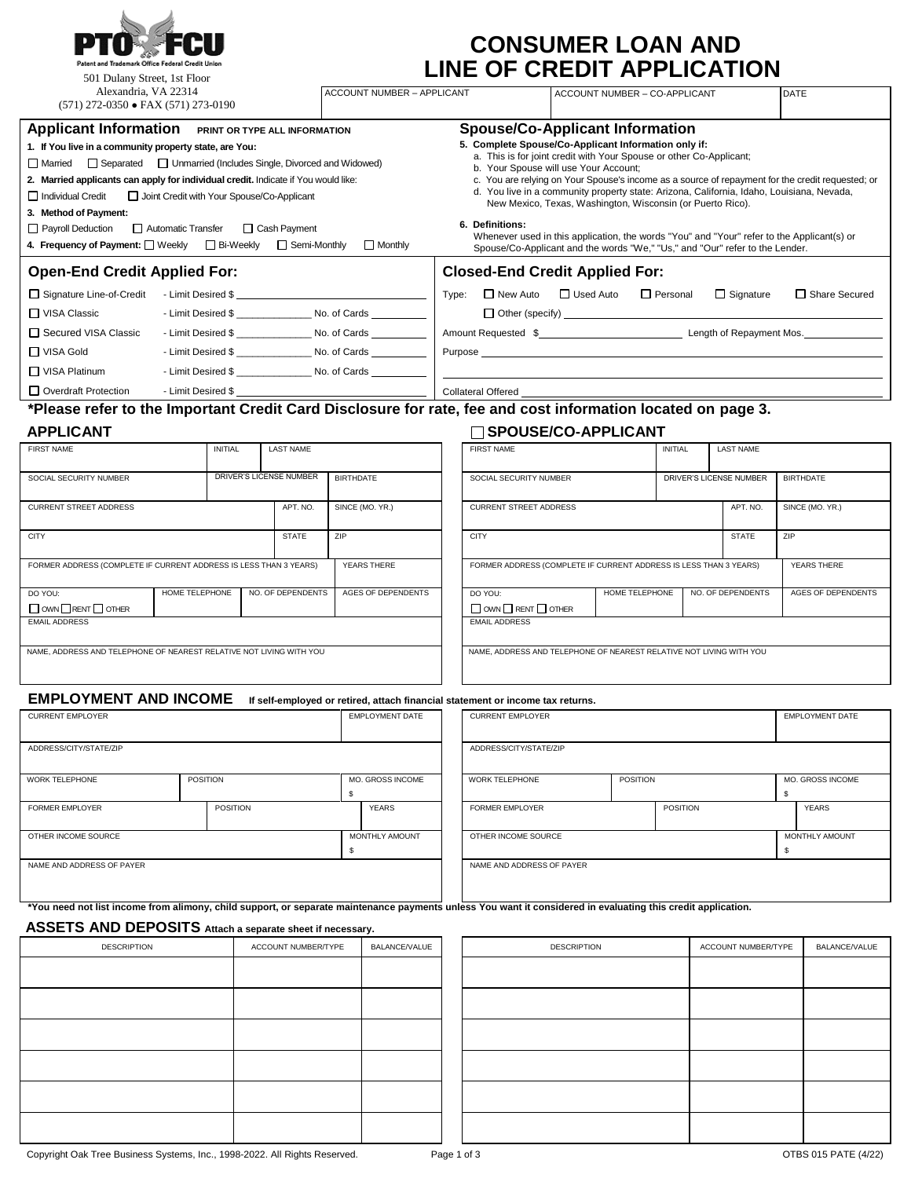**PTO FCU**
Patent and Trademark Office Federal Credit Union
501 Dulany Street, 1st Floor
Alexandria, VA 22314
(571) 272-0350 • FAX (571) 273-0190

# CONSUMER LOAN AND LINE OF CREDIT APPLICATION

| ACCOUNT NUMBER – APPLICANT | ACCOUNT NUMBER – CO-APPLICANT | DATE |
|---|---|---|
| | | |

## Applicant Information PRINT OR TYPE ALL INFORMATION

**1. If You live in a community property state, are You:**

☐ Married ☐ Separated ☐ Unmarried (Includes Single, Divorced and Widowed)

**2. Married applicants can apply for individual credit.** Indicate if You would like:

☐ Individual Credit ☐ Joint Credit with Your Spouse/Co-Applicant

**3. Method of Payment:**

☐ Payroll Deduction ☐ Automatic Transfer ☐ Cash Payment

**4. Frequency of Payment:** ☐ Weekly ☐ Bi-Weekly ☐ Semi-Monthly ☐ Monthly

## Spouse/Co-Applicant Information

**5. Complete Spouse/Co-Applicant Information only if:**

a. This is for joint credit with Your Spouse or other Co-Applicant;
b. Your Spouse will use Your Account;
c. You are relying on Your Spouse's income as a source of repayment for the credit requested; or
d. You live in a community property state: Arizona, California, Idaho, Louisiana, Nevada, New Mexico, Texas, Washington, Wisconsin (or Puerto Rico).

**6. Definitions:**
Whenever used in this application, the words "You" and "Your" refer to the Applicant(s) or Spouse/Co-Applicant and the words "We," "Us," and "Our" refer to the Lender.

## Open-End Credit Applied For:

☐ Signature Line-of-Credit - Limit Desired $ ____________

☐ VISA Classic - Limit Desired $ ____________ No. of Cards ________

☐ Secured VISA Classic - Limit Desired $ ____________ No. of Cards ________

☐ VISA Gold - Limit Desired $ ____________ No. of Cards ________

☐ VISA Platinum - Limit Desired $ ____________ No. of Cards ________

☐ Overdraft Protection - Limit Desired $ ____________

## Closed-End Credit Applied For:

Type: ☐ New Auto ☐ Used Auto ☐ Personal ☐ Signature ☐ Share Secured

☐ Other (specify) ____________

Amount Requested $ ____________ Length of Repayment Mos. ________

Purpose ____________

Collateral Offered ____________

**\*Please refer to the Important Credit Card Disclosure for rate, fee and cost information located on page 3.**

## APPLICANT

| FIRST NAME | INITIAL | LAST NAME | |
|---|---|---|---|
| SOCIAL SECURITY NUMBER | DRIVER'S LICENSE NUMBER | BIRTHDATE | |
| CURRENT STREET ADDRESS | APT. NO. | SINCE (MO. YR.) | |
| CITY | STATE | ZIP | |
| FORMER ADDRESS (COMPLETE IF CURRENT ADDRESS IS LESS THAN 3 YEARS) | YEARS THERE | | |
| DO YOU: ☐ OWN ☐ RENT ☐ OTHER | HOME TELEPHONE | NO. OF DEPENDENTS | AGES OF DEPENDENTS |
| EMAIL ADDRESS | | | |
| NAME, ADDRESS AND TELEPHONE OF NEAREST RELATIVE NOT LIVING WITH YOU | | | |

## ☐ SPOUSE/CO-APPLICANT

| FIRST NAME | INITIAL | LAST NAME | |
|---|---|---|---|
| SOCIAL SECURITY NUMBER | DRIVER'S LICENSE NUMBER | BIRTHDATE | |
| CURRENT STREET ADDRESS | APT. NO. | SINCE (MO. YR.) | |
| CITY | STATE | ZIP | |
| FORMER ADDRESS (COMPLETE IF CURRENT ADDRESS IS LESS THAN 3 YEARS) | YEARS THERE | | |
| DO YOU: ☐ OWN ☐ RENT ☐ OTHER | HOME TELEPHONE | NO. OF DEPENDENTS | AGES OF DEPENDENTS |
| EMAIL ADDRESS | | | |
| NAME, ADDRESS AND TELEPHONE OF NEAREST RELATIVE NOT LIVING WITH YOU | | | |

## EMPLOYMENT AND INCOME If self-employed or retired, attach financial statement or income tax returns.

**Applicant**

| CURRENT EMPLOYER | | EMPLOYMENT DATE |
|---|---|---|
| ADDRESS/CITY/STATE/ZIP | | |
| WORK TELEPHONE | POSITION | MO. GROSS INCOME $ |
| FORMER EMPLOYER | POSITION | YEARS |
| OTHER INCOME SOURCE | | MONTHLY AMOUNT $ |
| NAME AND ADDRESS OF PAYER | | |

**Spouse/Co-Applicant**

| CURRENT EMPLOYER | | EMPLOYMENT DATE |
|---|---|---|
| ADDRESS/CITY/STATE/ZIP | | |
| WORK TELEPHONE | POSITION | MO. GROSS INCOME $ |
| FORMER EMPLOYER | POSITION | YEARS |
| OTHER INCOME SOURCE | | MONTHLY AMOUNT $ |
| NAME AND ADDRESS OF PAYER | | |

**\*You need not list income from alimony, child support, or separate maintenance payments unless You want it considered in evaluating this credit application.**

## ASSETS AND DEPOSITS Attach a separate sheet if necessary.

**Applicant**

| DESCRIPTION | ACCOUNT NUMBER/TYPE | BALANCE/VALUE |
|---|---|---|
| | | |
| | | |
| | | |
| | | |
| | | |
| | | |

**Spouse/Co-Applicant**

| DESCRIPTION | ACCOUNT NUMBER/TYPE | BALANCE/VALUE |
|---|---|---|
| | | |
| | | |
| | | |
| | | |
| | | |
| | | |

Copyright Oak Tree Business Systems, Inc., 1998-2022. All Rights Reserved. OTBS 015 PATE (4/22)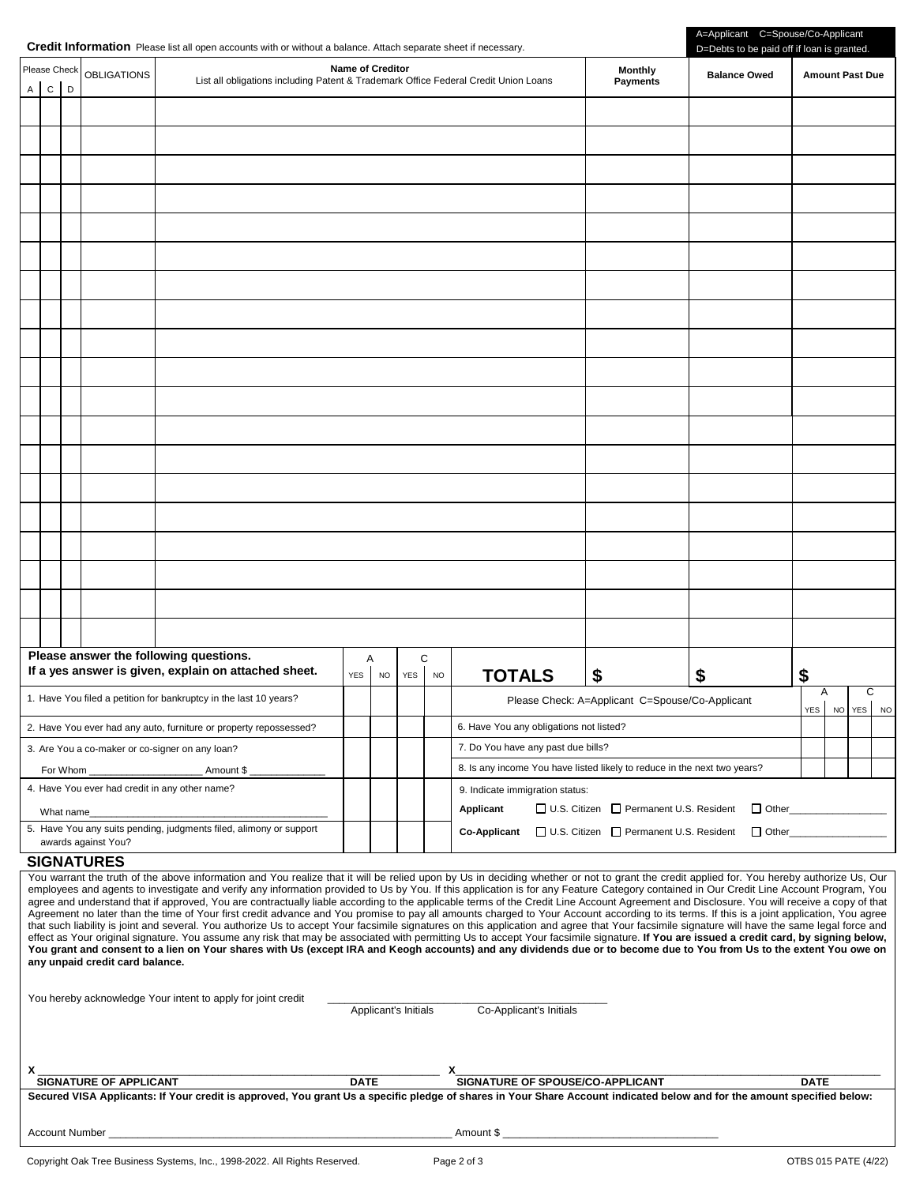## Credit Information

Please list all open accounts with or without a balance. Attach separate sheet if necessary.

A=Applicant C=Spouse/Co-Applicant
D=Debts to be paid off if loan is granted.

| Please Check A | C | D | OBLIGATIONS | Name of Creditor<br>List all obligations including Patent & Trademark Office Federal Credit Union Loans | Monthly Payments | Balance Owed | Amount Past Due |
|---|---|---|---|---|---|---|---|
| | | | | | | | |
| | | | | | | | |
| | | | | | | | |
| | | | | | | | |
| | | | | | | | |
| | | | | | | | |
| | | | | | | | |
| | | | | | | | |
| | | | | | | | |
| | | | | | | | |
| | | | | | | | |
| | | | | | | | |
| | | | | | | | |
| | | | | | | | |
| | | | | | | | |
| | | | | | | | |
| | | | | | | | |
| | | | | | | | |
| | | | | | | | |
| | | | | **TOTALS** | **$** | **$** | **$** |

**Please answer the following questions.**
**If a yes answer is given, explain on attached sheet.**

| Question | A YES | A NO | C YES | C NO |
|---|---|---|---|---|
| 1. Have You filed a petition for bankruptcy in the last 10 years? | | | | |
| 2. Have You ever had any auto, furniture or property repossessed? | | | | |
| 3. Are You a co-maker or co-signer on any loan?<br>For Whom ____________________ Amount $ ______________ | | | | |
| 4. Have You ever had credit in any other name?<br>What name____________________________________________ | | | | |
| 5. Have You any suits pending, judgments filed, alimony or support awards against You? | | | | |

Please Check: A=Applicant C=Spouse/Co-Applicant

| Question | A YES | A NO | C YES | C NO |
|---|---|---|---|---|
| 6. Do You have any obligations not listed? | | | | |
| 7. Do You have any past due bills? | | | | |
| 8. Is any income You have listed likely to reduce in the next two years? | | | | |

9. Indicate immigration status:

**Applicant** ☐ U.S. Citizen ☐ Permanent U.S. Resident ☐ Other__________________

**Co-Applicant** ☐ U.S. Citizen ☐ Permanent U.S. Resident ☐ Other__________________

## SIGNATURES

You warrant the truth of the above information and You realize that it will be relied upon by Us in deciding whether or not to grant the credit applied for. You hereby authorize Us, Our employees and agents to investigate and verify any information provided to Us by You. If this application is for any Feature Category contained in Our Credit Line Account Program, You agree and understand that if approved, You are contractually liable according to the applicable terms of the Credit Line Account Agreement and Disclosure. You will receive a copy of that Agreement no later than the time of Your first credit advance and You promise to pay all amounts charged to Your Account according to its terms. If this is a joint application, You agree that such liability is joint and several. You authorize Us to accept Your facsimile signatures on this application and agree that Your facsimile signature will have the same legal force and effect as Your original signature. You assume any risk that may be associated with permitting Us to accept Your facsimile signature. **If You are issued a credit card, by signing below, You grant and consent to a lien on Your shares with Us (except IRA and Keogh accounts) and any dividends due or to become due to You from Us to the extent You owe on any unpaid credit card balance.**

You hereby acknowledge Your intent to apply for joint credit ____________________________________________
Applicant's Initials Co-Applicant's Initials

X ______________________________________________________________ X______________________________________________________________
**SIGNATURE OF APPLICANT** **DATE** **SIGNATURE OF SPOUSE/CO-APPLICANT** **DATE**

**Secured VISA Applicants: If Your credit is approved, You grant Us a specific pledge of shares in Your Share Account indicated below and for the amount specified below:**

Account Number ____________________________________________________________ Amount $ ____________________________________

Copyright Oak Tree Business Systems, Inc., 1998-2022. All Rights Reserved. OTBS 015 PATE (4/22)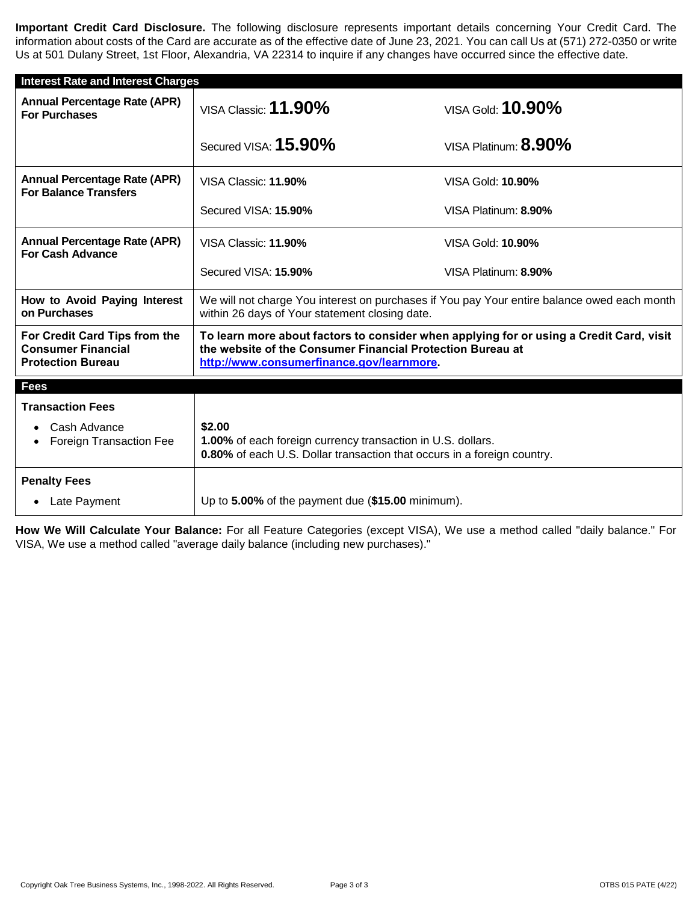**Important Credit Card Disclosure.** The following disclosure represents important details concerning Your Credit Card. The information about costs of the Card are accurate as of the effective date of June 23, 2021. You can call Us at (571) 272-0350 or write Us at 501 Dulany Street, 1st Floor, Alexandria, VA 22314 to inquire if any changes have occurred since the effective date.

| **Interest Rate and Interest Charges** | | |
|---|---|---|
| **Annual Percentage Rate (APR) For Purchases** | VISA Classic: **11.90%** | VISA Gold: **10.90%** |
| | Secured VISA: **15.90%** | VISA Platinum: **8.90%** |
| **Annual Percentage Rate (APR) For Balance Transfers** | VISA Classic: **11.90%** | VISA Gold: **10.90%** |
| | Secured VISA: **15.90%** | VISA Platinum: **8.90%** |
| **Annual Percentage Rate (APR) For Cash Advance** | VISA Classic: **11.90%** | VISA Gold: **10.90%** |
| | Secured VISA: **15.90%** | VISA Platinum: **8.90%** |
| **How to Avoid Paying Interest on Purchases** | We will not charge You interest on purchases if You pay Your entire balance owed each month within 26 days of Your statement closing date. | |
| **For Credit Card Tips from the Consumer Financial Protection Bureau** | **To learn more about factors to consider when applying for or using a Credit Card, visit the website of the Consumer Financial Protection Bureau at [http://www.consumerfinance.gov/learnmore](http://www.consumerfinance.gov/learnmore).** | |

| **Fees** | |
|---|---|
| **Transaction Fees** | |
| • Cash Advance | **$2.00** |
| • Foreign Transaction Fee | **1.00%** of each foreign currency transaction in U.S. dollars. **0.80%** of each U.S. Dollar transaction that occurs in a foreign country. |
| **Penalty Fees** | |
| • Late Payment | Up to **5.00%** of the payment due (**$15.00** minimum). |

**How We Will Calculate Your Balance:** For all Feature Categories (except VISA), We use a method called "daily balance." For VISA, We use a method called "average daily balance (including new purchases)."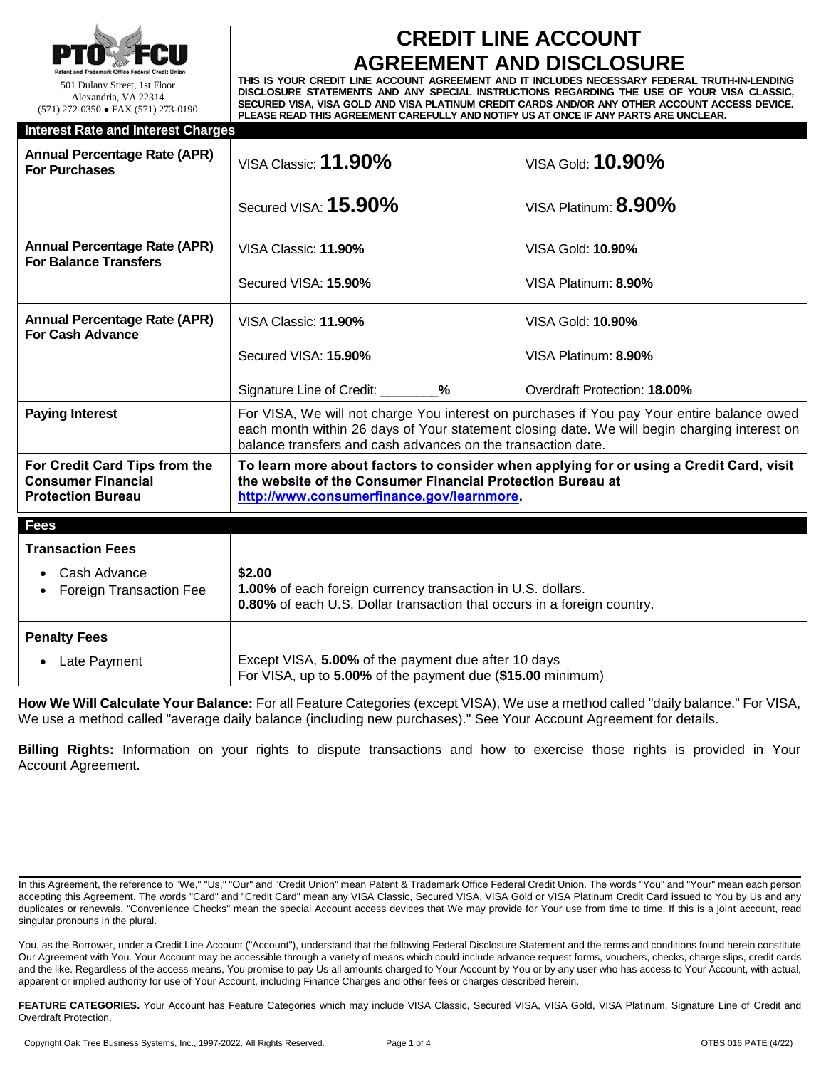PTO FCU
Patent and Trademark Office Federal Credit Union
501 Dulany Street, 1st Floor
Alexandria, VA 22314
(571) 272-0350 • FAX (571) 273-0190

# CREDIT LINE ACCOUNT AGREEMENT AND DISCLOSURE

**THIS IS YOUR CREDIT LINE ACCOUNT AGREEMENT AND IT INCLUDES NECESSARY FEDERAL TRUTH-IN-LENDING DISCLOSURE STATEMENTS AND ANY SPECIAL INSTRUCTIONS REGARDING THE USE OF YOUR VISA CLASSIC, SECURED VISA, VISA GOLD AND VISA PLATINUM CREDIT CARDS AND/OR ANY OTHER ACCOUNT ACCESS DEVICE. PLEASE READ THIS AGREEMENT CAREFULLY AND NOTIFY US AT ONCE IF ANY PARTS ARE UNCLEAR.**

| Interest Rate and Interest Charges | | |
|---|---|---|
| **Annual Percentage Rate (APR) For Purchases** | VISA Classic: **11.90%** | VISA Gold: **10.90%** |
| | Secured VISA: **15.90%** | VISA Platinum: **8.90%** |
| **Annual Percentage Rate (APR) For Balance Transfers** | VISA Classic: **11.90%** | VISA Gold: **10.90%** |
| | Secured VISA: **15.90%** | VISA Platinum: **8.90%** |
| **Annual Percentage Rate (APR) For Cash Advance** | VISA Classic: **11.90%** | VISA Gold: **10.90%** |
| | Secured VISA: **15.90%** | VISA Platinum: **8.90%** |
| | Signature Line of Credit: ________**%** | Overdraft Protection: **18.00%** |
| **Paying Interest** | For VISA, We will not charge You interest on purchases if You pay Your entire balance owed each month within 26 days of Your statement closing date. We will begin charging interest on balance transfers and cash advances on the transaction date. | |
| **For Credit Card Tips from the Consumer Financial Protection Bureau** | **To learn more about factors to consider when applying for or using a Credit Card, visit the website of the Consumer Financial Protection Bureau at [http://www.consumerfinance.gov/learnmore](http://www.consumerfinance.gov/learnmore).** | |

| Fees | |
|---|---|
| **Transaction Fees** | |
| • Cash Advance | **$2.00** |
| • Foreign Transaction Fee | **1.00%** of each foreign currency transaction in U.S. dollars. **0.80%** of each U.S. Dollar transaction that occurs in a foreign country. |
| **Penalty Fees** | |
| • Late Payment | Except VISA, **5.00%** of the payment due after 10 days. For VISA, up to **5.00%** of the payment due (**$15.00** minimum) |

**How We Will Calculate Your Balance:** For all Feature Categories (except VISA), We use a method called "daily balance." For VISA, We use a method called "average daily balance (including new purchases)." See Your Account Agreement for details.

**Billing Rights:** Information on your rights to dispute transactions and how to exercise those rights is provided in Your Account Agreement.

In this Agreement, the reference to "We," "Us," "Our" and "Credit Union" mean Patent & Trademark Office Federal Credit Union. The words "You" and "Your" mean each person accepting this Agreement. The words "Card" and "Credit Card" mean any VISA Classic, Secured VISA, VISA Gold or VISA Platinum Credit Card issued to You by Us and any duplicates or renewals. "Convenience Checks" mean the special Account access devices that We may provide for Your use from time to time. If this is a joint account, read singular pronouns in the plural.

You, as the Borrower, under a Credit Line Account ("Account"), understand that the following Federal Disclosure Statement and the terms and conditions found herein constitute Our Agreement with You. Your Account may be accessible through a variety of means which could include advance request forms, vouchers, checks, charge slips, credit cards and the like. Regardless of the access means, You promise to pay Us all amounts charged to Your Account by You or by any user who has access to Your Account, with actual, apparent or implied authority for use of Your Account, including Finance Charges and other fees or charges described herein.

**FEATURE CATEGORIES.** Your Account has Feature Categories which may include VISA Classic, Secured VISA, VISA Gold, VISA Platinum, Signature Line of Credit and Overdraft Protection.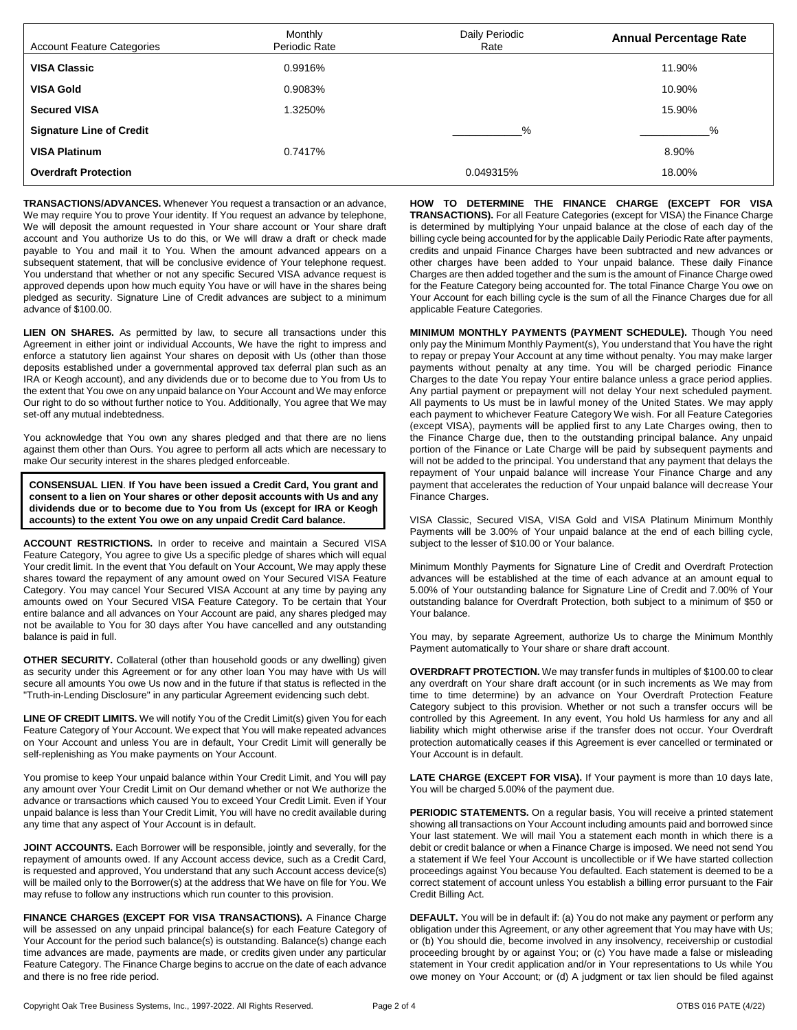| Account Feature Categories | Monthly Periodic Rate | Daily Periodic Rate | Annual Percentage Rate |
|---|---|---|---|
| **VISA Classic** | 0.9916% | | 11.90% |
| **VISA Gold** | 0.9083% | | 10.90% |
| **Secured VISA** | 1.3250% | | 15.90% |
| **Signature Line of Credit** | | ___________% | ___________% |
| **VISA Platinum** | 0.7417% | | 8.90% |
| **Overdraft Protection** | | 0.049315% | 18.00% |

**TRANSACTIONS/ADVANCES.** Whenever You request a transaction or an advance, We may require You to prove Your identity. If You request an advance by telephone, We will deposit the amount requested in Your share account or Your share draft account and You authorize Us to do this, or We will draw a draft or check made payable to You and mail it to You. When the amount advanced appears on a subsequent statement, that will be conclusive evidence of Your telephone request. You understand that whether or not any specific Secured VISA advance request is approved depends upon how much equity You have or will have in the shares being pledged as security. Signature Line of Credit advances are subject to a minimum advance of $100.00.

**LIEN ON SHARES.** As permitted by law, to secure all transactions under this Agreement in either joint or individual Accounts, We have the right to impress and enforce a statutory lien against Your shares on deposit with Us (other than those deposits established under a governmental approved tax deferral plan such as an IRA or Keogh account), and any dividends due or to become due to You from Us to the extent that You owe on any unpaid balance on Your Account and We may enforce Our right to do so without further notice to You. Additionally, You agree that We may set-off any mutual indebtedness.

You acknowledge that You own any shares pledged and that there are no liens against them other than Ours. You agree to perform all acts which are necessary to make Our security interest in the shares pledged enforceable.

**CONSENSUAL LIEN**. **If You have been issued a Credit Card, You grant and consent to a lien on Your shares or other deposit accounts with Us and any dividends due or to become due to You from Us (except for IRA or Keogh accounts) to the extent You owe on any unpaid Credit Card balance.**

**ACCOUNT RESTRICTIONS.** In order to receive and maintain a Secured VISA Feature Category, You agree to give Us a specific pledge of shares which will equal Your credit limit. In the event that You default on Your Account, We may apply these shares toward the repayment of any amount owed on Your Secured VISA Feature Category. You may cancel Your Secured VISA Account at any time by paying any amounts owed on Your Secured VISA Feature Category. To be certain that Your entire balance and all advances on Your Account are paid, any shares pledged may not be available to You for 30 days after You have cancelled and any outstanding balance is paid in full.

**OTHER SECURITY.** Collateral (other than household goods or any dwelling) given as security under this Agreement or for any other loan You may have with Us will secure all amounts You owe Us now and in the future if that status is reflected in the "Truth-in-Lending Disclosure" in any particular Agreement evidencing such debt.

**LINE OF CREDIT LIMITS.** We will notify You of the Credit Limit(s) given You for each Feature Category of Your Account. We expect that You will make repeated advances on Your Account and unless You are in default, Your Credit Limit will generally be self-replenishing as You make payments on Your Account.

You promise to keep Your unpaid balance within Your Credit Limit, and You will pay any amount over Your Credit Limit on Our demand whether or not We authorize the advance or transactions which caused You to exceed Your Credit Limit. Even if Your unpaid balance is less than Your Credit Limit, You will have no credit available during any time that any aspect of Your Account is in default.

**JOINT ACCOUNTS.** Each Borrower will be responsible, jointly and severally, for the repayment of amounts owed. If any Account access device, such as a Credit Card, is requested and approved, You understand that any such Account access device(s) will be mailed only to the Borrower(s) at the address that We have on file for You. We may refuse to follow any instructions which run counter to this provision.

**FINANCE CHARGES (EXCEPT FOR VISA TRANSACTIONS).** A Finance Charge will be assessed on any unpaid principal balance(s) for each Feature Category of Your Account for the period such balance(s) is outstanding. Balance(s) change each time advances are made, payments are made, or credits given under any particular Feature Category. The Finance Charge begins to accrue on the date of each advance and there is no free ride period.

**HOW TO DETERMINE THE FINANCE CHARGE (EXCEPT FOR VISA TRANSACTIONS).** For all Feature Categories (except for VISA) the Finance Charge is determined by multiplying Your unpaid balance at the close of each day of the billing cycle being accounted for by the applicable Daily Periodic Rate after payments, credits and unpaid Finance Charges have been subtracted and new advances or other charges have been added to Your unpaid balance. These daily Finance Charges are then added together and the sum is the amount of Finance Charge owed for the Feature Category being accounted for. The total Finance Charge You owe on Your Account for each billing cycle is the sum of all the Finance Charges due for all applicable Feature Categories.

**MINIMUM MONTHLY PAYMENTS (PAYMENT SCHEDULE).** Though You need only pay the Minimum Monthly Payment(s), You understand that You have the right to repay or prepay Your Account at any time without penalty. You may make larger payments without penalty at any time. You will be charged periodic Finance Charges to the date You repay Your entire balance unless a grace period applies. Any partial payment or prepayment will not delay Your next scheduled payment. All payments to Us must be in lawful money of the United States. We may apply each payment to whichever Feature Category We wish. For all Feature Categories (except VISA), payments will be applied first to any Late Charges owing, then to the Finance Charge due, then to the outstanding principal balance. Any unpaid portion of the Finance or Late Charge will be paid by subsequent payments and will not be added to the principal. You understand that any payment that delays the repayment of Your unpaid balance will increase Your Finance Charge and any payment that accelerates the reduction of Your unpaid balance will decrease Your Finance Charges.

VISA Classic, Secured VISA, VISA Gold and VISA Platinum Minimum Monthly Payments will be 3.00% of Your unpaid balance at the end of each billing cycle, subject to the lesser of $10.00 or Your balance.

Minimum Monthly Payments for Signature Line of Credit and Overdraft Protection advances will be established at the time of each advance at an amount equal to 5.00% of Your outstanding balance for Signature Line of Credit and 7.00% of Your outstanding balance for Overdraft Protection, both subject to a minimum of $50 or Your balance.

You may, by separate Agreement, authorize Us to charge the Minimum Monthly Payment automatically to Your share or share draft account.

**OVERDRAFT PROTECTION.** We may transfer funds in multiples of $100.00 to clear any overdraft on Your share draft account (or in such increments as We may from time to time determine) by an advance on Your Overdraft Protection Feature Category subject to this provision. Whether or not such a transfer occurs will be controlled by this Agreement. In any event, You hold Us harmless for any and all liability which might otherwise arise if the transfer does not occur. Your Overdraft protection automatically ceases if this Agreement is ever cancelled or terminated or Your Account is in default.

**LATE CHARGE (EXCEPT FOR VISA).** If Your payment is more than 10 days late, You will be charged 5.00% of the payment due.

**PERIODIC STATEMENTS.** On a regular basis, You will receive a printed statement showing all transactions on Your Account including amounts paid and borrowed since Your last statement. We will mail You a statement each month in which there is a debit or credit balance or when a Finance Charge is imposed. We need not send You a statement if We feel Your Account is uncollectible or if We have started collection proceedings against You because You defaulted. Each statement is deemed to be a correct statement of account unless You establish a billing error pursuant to the Fair Credit Billing Act.

**DEFAULT.** You will be in default if: (a) You do not make any payment or perform any obligation under this Agreement, or any other agreement that You may have with Us; or (b) You should die, become involved in any insolvency, receivership or custodial proceeding brought by or against You; or (c) You have made a false or misleading statement in Your credit application and/or in Your representations to Us while You owe money on Your Account; or (d) A judgment or tax lien should be filed against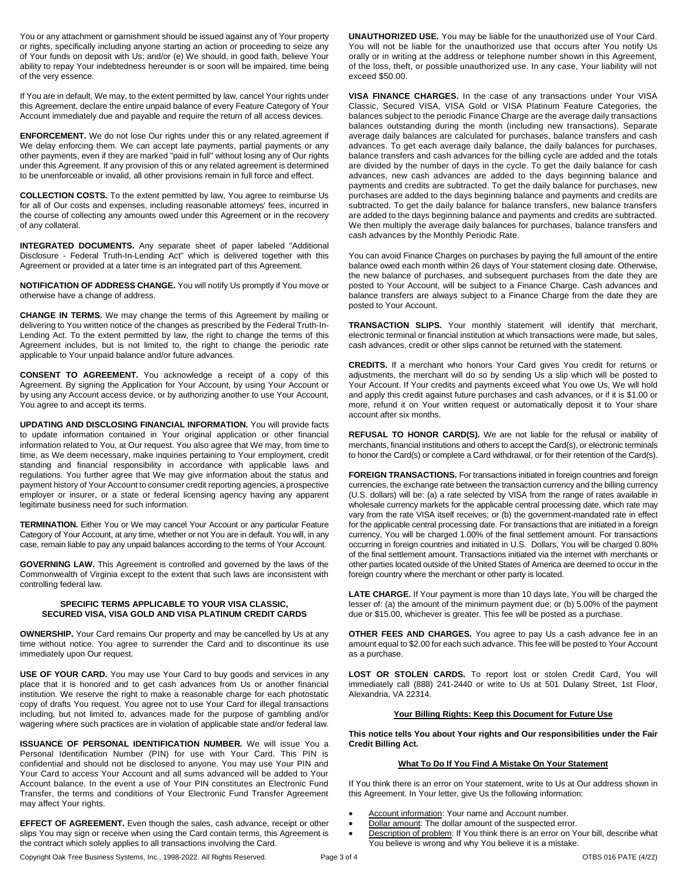You or any attachment or garnishment should be issued against any of Your property or rights, specifically including anyone starting an action or proceeding to seize any of Your funds on deposit with Us; and/or (e) We should, in good faith, believe Your ability to repay Your indebtedness hereunder is or soon will be impaired, time being of the very essence.

If You are in default, We may, to the extent permitted by law, cancel Your rights under this Agreement, declare the entire unpaid balance of every Feature Category of Your Account immediately due and payable and require the return of all access devices.

**ENFORCEMENT.** We do not lose Our rights under this or any related agreement if We delay enforcing them. We can accept late payments, partial payments or any other payments, even if they are marked "paid in full" without losing any of Our rights under this Agreement. If any provision of this or any related agreement is determined to be unenforceable or invalid, all other provisions remain in full force and effect.

**COLLECTION COSTS.** To the extent permitted by law, You agree to reimburse Us for all of Our costs and expenses, including reasonable attorneys' fees, incurred in the course of collecting any amounts owed under this Agreement or in the recovery of any collateral.

**INTEGRATED DOCUMENTS.** Any separate sheet of paper labeled "Additional Disclosure - Federal Truth-In-Lending Act" which is delivered together with this Agreement or provided at a later time is an integrated part of this Agreement.

**NOTIFICATION OF ADDRESS CHANGE.** You will notify Us promptly if You move or otherwise have a change of address.

**CHANGE IN TERMS.** We may change the terms of this Agreement by mailing or delivering to You written notice of the changes as prescribed by the Federal Truth-In-Lending Act. To the extent permitted by law, the right to change the terms of this Agreement includes, but is not limited to, the right to change the periodic rate applicable to Your unpaid balance and/or future advances.

**CONSENT TO AGREEMENT.** You acknowledge a receipt of a copy of this Agreement. By signing the Application for Your Account, by using Your Account or by using any Account access device, or by authorizing another to use Your Account, You agree to and accept its terms.

**UPDATING AND DISCLOSING FINANCIAL INFORMATION.** You will provide facts to update information contained in Your original application or other financial information related to You, at Our request. You also agree that We may, from time to time, as We deem necessary, make inquiries pertaining to Your employment, credit standing and financial responsibility in accordance with applicable laws and regulations. You further agree that We may give information about the status and payment history of Your Account to consumer credit reporting agencies, a prospective employer or insurer, or a state or federal licensing agency having any apparent legitimate business need for such information.

**TERMINATION.** Either You or We may cancel Your Account or any particular Feature Category of Your Account, at any time, whether or not You are in default. You will, in any case, remain liable to pay any unpaid balances according to the terms of Your Account.

**GOVERNING LAW.** This Agreement is controlled and governed by the laws of the Commonwealth of Virginia except to the extent that such laws are inconsistent with controlling federal law.

## SPECIFIC TERMS APPLICABLE TO YOUR VISA CLASSIC, SECURED VISA, VISA GOLD AND VISA PLATINUM CREDIT CARDS

**OWNERSHIP.** Your Card remains Our property and may be cancelled by Us at any time without notice. You agree to surrender the Card and to discontinue its use immediately upon Our request.

**USE OF YOUR CARD.** You may use Your Card to buy goods and services in any place that it is honored and to get cash advances from Us or another financial institution. We reserve the right to make a reasonable charge for each photostatic copy of drafts You request. You agree not to use Your Card for illegal transactions including, but not limited to, advances made for the purpose of gambling and/or wagering where such practices are in violation of applicable state and/or federal law.

**ISSUANCE OF PERSONAL IDENTIFICATION NUMBER.** We will issue You a Personal Identification Number (PIN) for use with Your Card. This PIN is confidential and should not be disclosed to anyone. You may use Your PIN and Your Card to access Your Account and all sums advanced will be added to Your Account balance. In the event a use of Your PIN constitutes an Electronic Fund Transfer, the terms and conditions of Your Electronic Fund Transfer Agreement may affect Your rights.

**EFFECT OF AGREEMENT.** Even though the sales, cash advance, receipt or other slips You may sign or receive when using the Card contain terms, this Agreement is the contract which solely applies to all transactions involving the Card.

**UNAUTHORIZED USE.** You may be liable for the unauthorized use of Your Card. You will not be liable for the unauthorized use that occurs after You notify Us orally or in writing at the address or telephone number shown in this Agreement, of the loss, theft, or possible unauthorized use. In any case, Your liability will not exceed $50.00.

**VISA FINANCE CHARGES.** In the case of any transactions under Your VISA Classic, Secured VISA, VISA Gold or VISA Platinum Feature Categories, the balances subject to the periodic Finance Charge are the average daily transactions balances outstanding during the month (including new transactions). Separate average daily balances are calculated for purchases, balance transfers and cash advances. To get each average daily balance, the daily balances for purchases, balance transfers and cash advances for the billing cycle are added and the totals are divided by the number of days in the cycle. To get the daily balance for cash advances, new cash advances are added to the days beginning balance and payments and credits are subtracted. To get the daily balance for purchases, new purchases are added to the days beginning balance and payments and credits are subtracted. To get the daily balance for balance transfers, new balance transfers are added to the days beginning balance and payments and credits are subtracted. We then multiply the average daily balances for purchases, balance transfers and cash advances by the Monthly Periodic Rate.

You can avoid Finance Charges on purchases by paying the full amount of the entire balance owed each month within 26 days of Your statement closing date. Otherwise, the new balance of purchases, and subsequent purchases from the date they are posted to Your Account, will be subject to a Finance Charge. Cash advances and balance transfers are always subject to a Finance Charge from the date they are posted to Your Account.

**TRANSACTION SLIPS.** Your monthly statement will identify that merchant, electronic terminal or financial institution at which transactions were made, but sales, cash advances, credit or other slips cannot be returned with the statement.

**CREDITS.** If a merchant who honors Your Card gives You credit for returns or adjustments, the merchant will do so by sending Us a slip which will be posted to Your Account. If Your credits and payments exceed what You owe Us, We will hold and apply this credit against future purchases and cash advances, or if it is $1.00 or more, refund it on Your written request or automatically deposit it to Your share account after six months.

**REFUSAL TO HONOR CARD(S).** We are not liable for the refusal or inability of merchants, financial institutions and others to accept the Card(s), or electronic terminals to honor the Card(s) or complete a Card withdrawal, or for their retention of the Card(s).

**FOREIGN TRANSACTIONS.** For transactions initiated in foreign countries and foreign currencies, the exchange rate between the transaction currency and the billing currency (U.S. dollars) will be: (a) a rate selected by VISA from the range of rates available in wholesale currency markets for the applicable central processing date, which rate may vary from the rate VISA itself receives; or (b) the government-mandated rate in effect for the applicable central processing date. For transactions that are initiated in a foreign currency, You will be charged 1.00% of the final settlement amount. For transactions occurring in foreign countries and initiated in U.S. Dollars, You will be charged 0.80% of the final settlement amount. Transactions initiated via the internet with merchants or other parties located outside of the United States of America are deemed to occur in the foreign country where the merchant or other party is located.

**LATE CHARGE.** If Your payment is more than 10 days late, You will be charged the lesser of: (a) the amount of the minimum payment due; or (b) 5.00% of the payment due or $15.00, whichever is greater. This fee will be posted as a purchase.

**OTHER FEES AND CHARGES.** You agree to pay Us a cash advance fee in an amount equal to $2.00 for each such advance. This fee will be posted to Your Account as a purchase.

**LOST OR STOLEN CARDS.** To report lost or stolen Credit Card, You will immediately call (888) 241-2440 or write to Us at 501 Dulany Street, 1st Floor, Alexandria, VA 22314.

## Your Billing Rights: Keep this Document for Future Use

**This notice tells You about Your rights and Our responsibilities under the Fair Credit Billing Act.**

### What To Do If You Find A Mistake On Your Statement

If You think there is an error on Your statement, write to Us at Our address shown in this Agreement. In Your letter, give Us the following information:

- Account information: Your name and Account number.
- Dollar amount: The dollar amount of the suspected error.
- Description of problem: If You think there is an error on Your bill, describe what You believe is wrong and why You believe it is a mistake.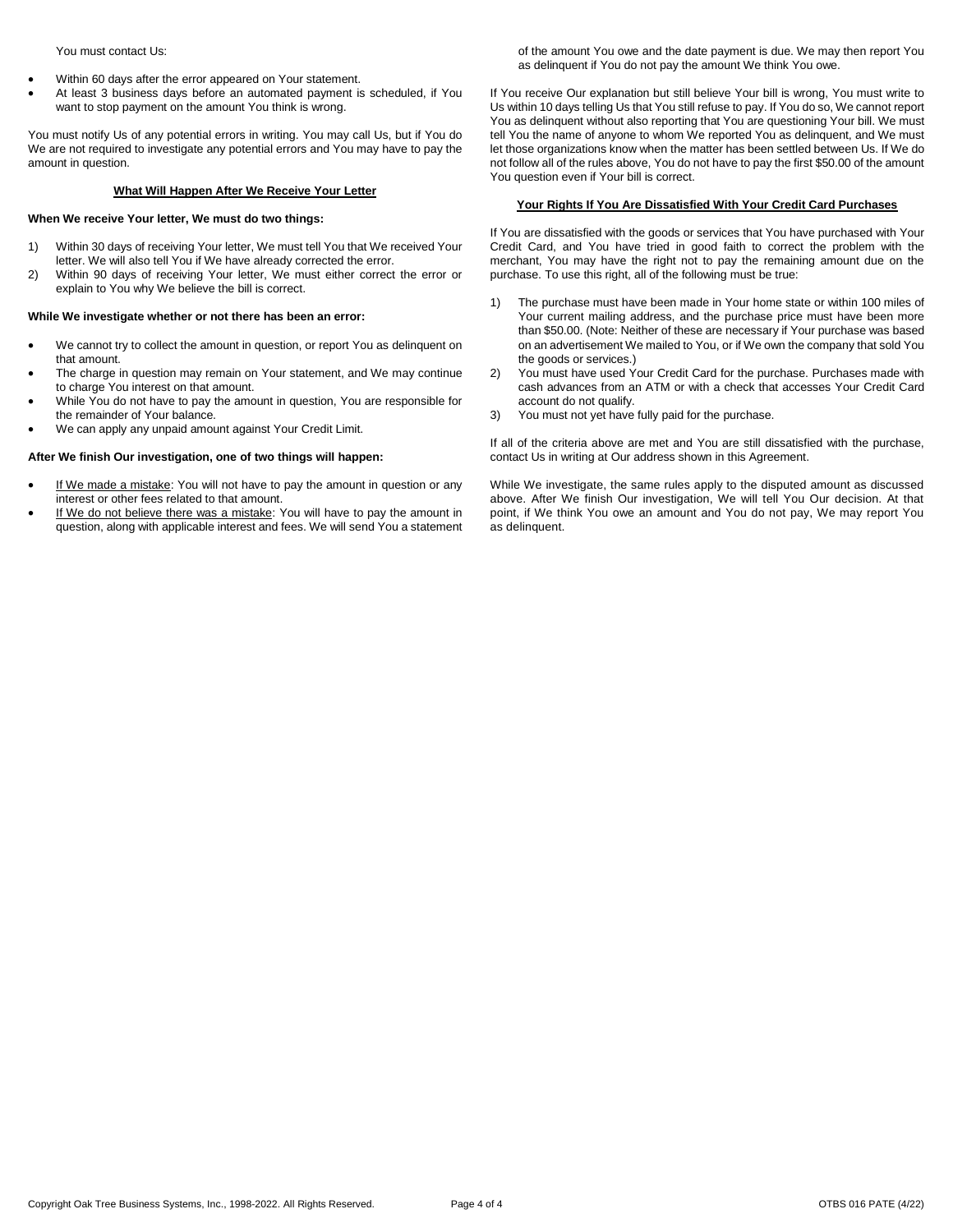You must contact Us:

- Within 60 days after the error appeared on Your statement.
- At least 3 business days before an automated payment is scheduled, if You want to stop payment on the amount You think is wrong.

You must notify Us of any potential errors in writing. You may call Us, but if You do We are not required to investigate any potential errors and You may have to pay the amount in question.

### What Will Happen After We Receive Your Letter

**When We receive Your letter, We must do two things:**

1) Within 30 days of receiving Your letter, We must tell You that We received Your letter. We will also tell You if We have already corrected the error.
2) Within 90 days of receiving Your letter, We must either correct the error or explain to You why We believe the bill is correct.

**While We investigate whether or not there has been an error:**

- We cannot try to collect the amount in question, or report You as delinquent on that amount.
- The charge in question may remain on Your statement, and We may continue to charge You interest on that amount.
- While You do not have to pay the amount in question, You are responsible for the remainder of Your balance.
- We can apply any unpaid amount against Your Credit Limit.

**After We finish Our investigation, one of two things will happen:**

- If We made a mistake: You will not have to pay the amount in question or any interest or other fees related to that amount.
- If We do not believe there was a mistake: You will have to pay the amount in question, along with applicable interest and fees. We will send You a statement of the amount You owe and the date payment is due. We may then report You as delinquent if You do not pay the amount We think You owe.

If You receive Our explanation but still believe Your bill is wrong, You must write to Us within 10 days telling Us that You still refuse to pay. If You do so, We cannot report You as delinquent without also reporting that You are questioning Your bill. We must tell You the name of anyone to whom We reported You as delinquent, and We must let those organizations know when the matter has been settled between Us. If We do not follow all of the rules above, You do not have to pay the first $50.00 of the amount You question even if Your bill is correct.

### Your Rights If You Are Dissatisfied With Your Credit Card Purchases

If You are dissatisfied with the goods or services that You have purchased with Your Credit Card, and You have tried in good faith to correct the problem with the merchant, You may have the right not to pay the remaining amount due on the purchase. To use this right, all of the following must be true:

1) The purchase must have been made in Your home state or within 100 miles of Your current mailing address, and the purchase price must have been more than $50.00. (Note: Neither of these are necessary if Your purchase was based on an advertisement We mailed to You, or if We own the company that sold You the goods or services.)
2) You must have used Your Credit Card for the purchase. Purchases made with cash advances from an ATM or with a check that accesses Your Credit Card account do not qualify.
3) You must not yet have fully paid for the purchase.

If all of the criteria above are met and You are still dissatisfied with the purchase, contact Us in writing at Our address shown in this Agreement.

While We investigate, the same rules apply to the disputed amount as discussed above. After We finish Our investigation, We will tell You Our decision. At that point, if We think You owe an amount and You do not pay, We may report You as delinquent.